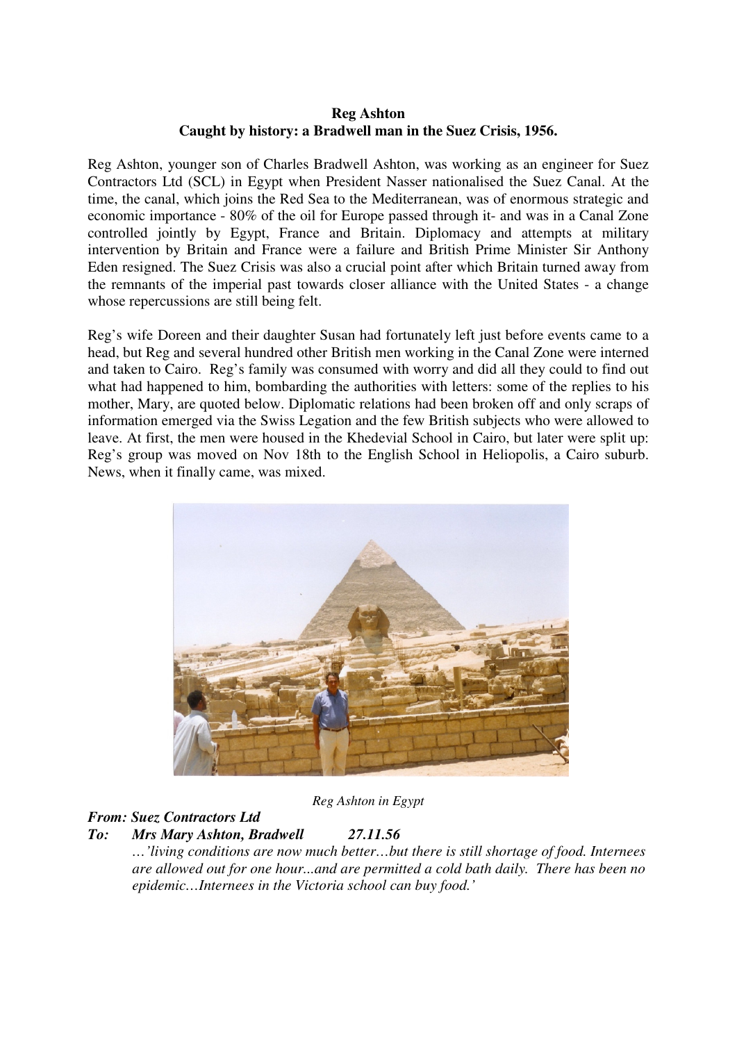**Reg Ashton**

**Caught by history: a Bradwell man in the Suez Crisis, 1956.**

Reg Ashton, younger son of Charles Bradwell Ashton, was working as an engineer for Suez Contractors Ltd (SCL) in Egypt when President Nasser nationalised the Suez Canal. At the time, the canal, which joins the Red Sea to the Mediterranean, was of enormous strategic and economic importance - 80% of the oil for Europe passed through it- and was in a Canal Zone controlled jointly by Egypt, France and Britain. Diplomacy and attempts at military intervention by Britain and France were a failure and British Prime Minister Sir Anthony Eden resigned. The Suez Crisis was also a crucial point after which Britain turned away from the remnants of the imperial past towards closer alliance with the United States - a change whose repercussions are still being felt.

Reg's wife Doreen and their daughter Susan had fortunately left just before events came to a head, but Reg and several hundred other British men working in the Canal Zone were interned and taken to Cairo. Reg's family was consumed with worry and did all they could to find out what had happened to him, bombarding the authorities with letters: some of the replies to his mother, Mary, are quoted below. Diplomatic relations had been broken off and only scraps of information emerged via the Swiss Legation and the few British subjects who were allowed to leave. At first, the men were housed in the Khedevial School in Cairo, but later were split up: Reg's group was moved on Nov 18th to the English School in Heliopolis, a Cairo suburb. News, when it finally came, was mixed.

*Reg Ashton in Egypt*

***From: Suez Contractors Ltd***
***To: Mrs Mary Ashton, Bradwell 27.11.56***

> *…'living conditions are now much better…but there is still shortage of food. Internees are allowed out for one hour...and are permitted a cold bath daily. There has been no epidemic…Internees in the Victoria school can buy food.'*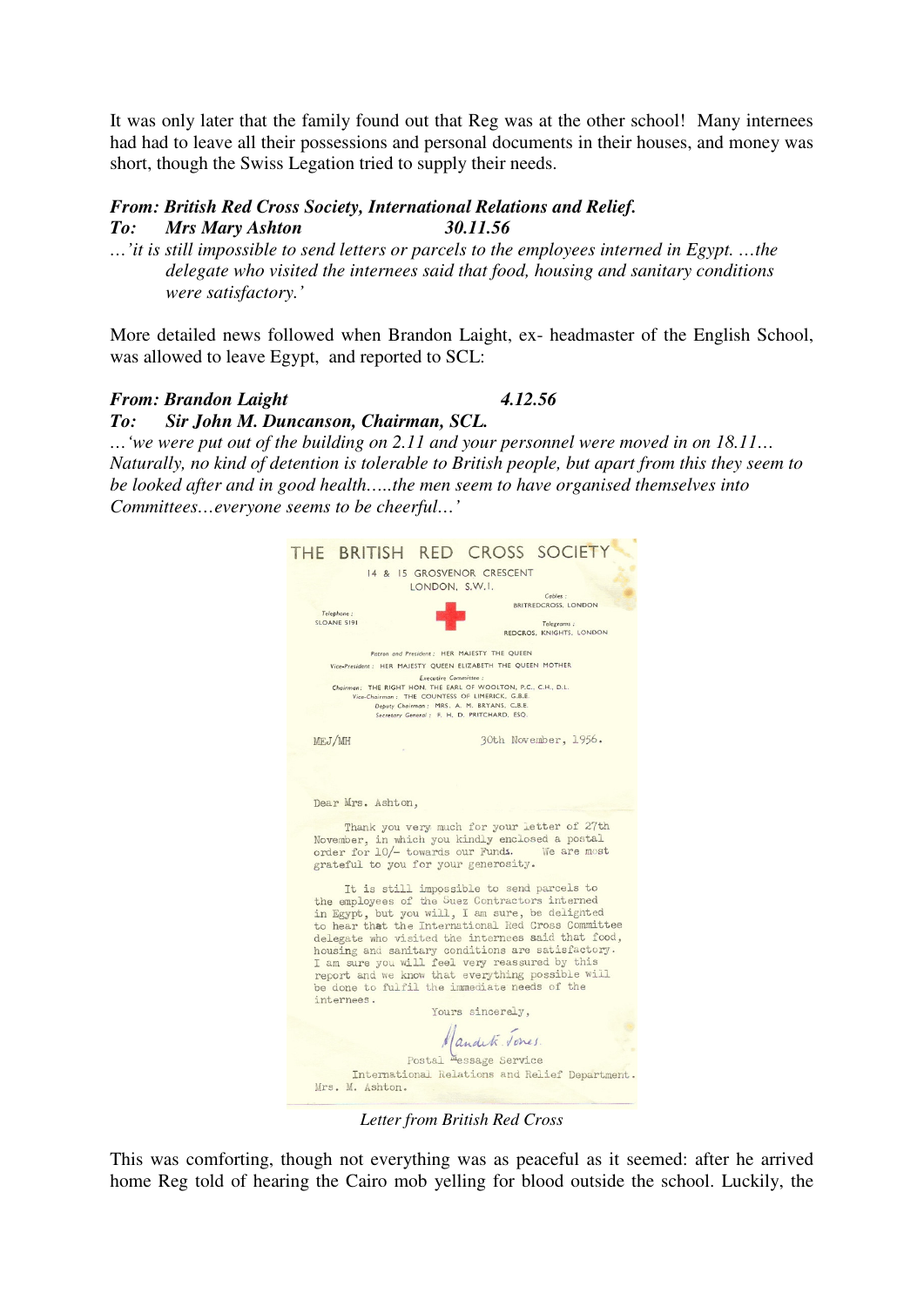It was only later that the family found out that Reg was at the other school! Many internees had had to leave all their possessions and personal documents in their houses, and money was short, though the Swiss Legation tried to supply their needs.

***From: British Red Cross Society, International Relations and Relief.***
***To: Mrs Mary Ashton 30.11.56***

*…'it is still impossible to send letters or parcels to the employees interned in Egypt. …the delegate who visited the internees said that food, housing and sanitary conditions were satisfactory.'*

More detailed news followed when Brandon Laight, ex- headmaster of the English School, was allowed to leave Egypt, and reported to SCL:

***From: Brandon Laight 4.12.56***
***To: Sir John M. Duncanson, Chairman, SCL.***

*…'we were put out of the building on 2.11 and your personnel were moved in on 18.11… Naturally, no kind of detention is tolerable to British people, but apart from this they seem to be looked after and in good health…..the men seem to have organised themselves into Committees…everyone seems to be cheerful…'*

THE BRITISH RED CROSS SOCIETY
14 & 15 GROSVENOR CRESCENT
LONDON, S.W.1.

Telephone: SLOANE 5191
Cables: BRITREDCROSS, LONDON
Telegrams: REDCROS, KNIGHTS, LONDON

Patron and President: HER MAJESTY THE QUEEN
Vice-President: HER MAJESTY QUEEN ELIZABETH THE QUEEN MOTHER
Executive Committee:
Chairman: THE RIGHT HON. THE EARL OF WOOLTON, P.C., C.H., D.L.
Vice-Chairman: THE COUNTESS OF LIMERICK, G.B.E.
Deputy Chairman: MRS. A. M. BRYANS, C.B.E.
Secretary General: F. H. D. PRITCHARD, ESQ.

MEJ/MH 30th November, 1956.

Dear Mrs. Ashton,

Thank you very much for your letter of 27th November, in which you kindly enclosed a postal order for 10/- towards our Funds. We are most grateful to you for your generosity.

It is still impossible to send parcels to the employees of the Suez Contractors interned in Egypt, but you will, I am sure, be delighted to hear that the International Red Cross Committee delegate who visited the internees said that food, housing and sanitary conditions are satisfactory. I am sure you will feel very reassured by this report and we know that everything possible will be done to fulfil the immediate needs of the internees.

Yours sincerely,

Mandeth Jones.

Postal Message Service
International Relations and Relief Department.

Mrs. M. Ashton.

*Letter from British Red Cross*

This was comforting, though not everything was as peaceful as it seemed: after he arrived home Reg told of hearing the Cairo mob yelling for blood outside the school. Luckily, the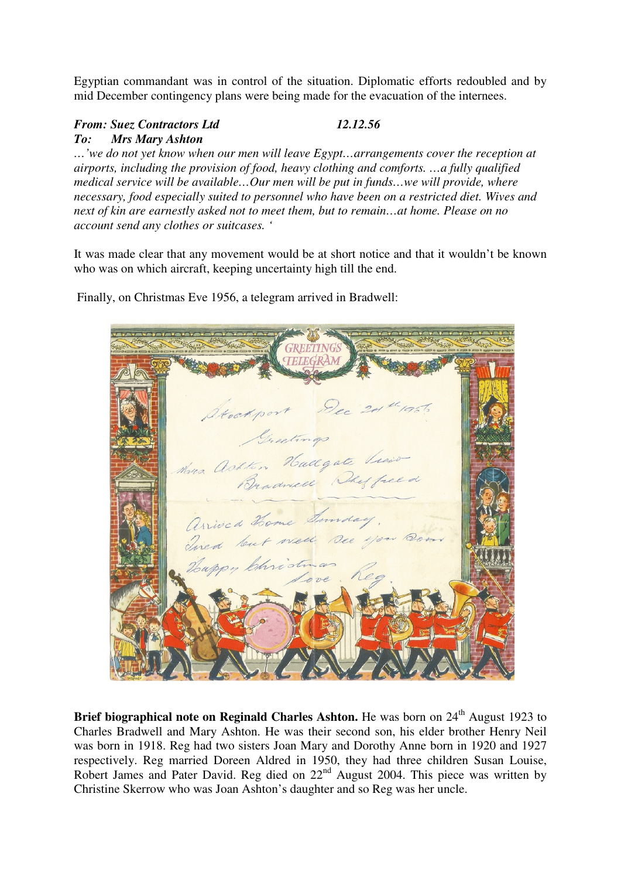Egyptian commandant was in control of the situation. Diplomatic efforts redoubled and by mid December contingency plans were being made for the evacuation of the internees.

***From: Suez Contractors Ltd*** ***12.12.56***
***To: Mrs Mary Ashton***

*…'we do not yet know when our men will leave Egypt…arrangements cover the reception at airports, including the provision of food, heavy clothing and comforts. …a fully qualified medical service will be available…Our men will be put in funds…we will provide, where necessary, food especially suited to personnel who have been on a restricted diet. Wives and next of kin are earnestly asked not to meet them, but to remain…at home. Please on no account send any clothes or suitcases. '*

It was made clear that any movement would be at short notice and that it wouldn't be known who was on which aircraft, keeping uncertainty high till the end.

Finally, on Christmas Eve 1956, a telegram arrived in Bradwell:

GREETINGS TELEGRAM

Stockport Dec 24th 1956
Greetings
Mrs Ashton Hallgate View
Bradwell Sheffield

Arrived Home Sunday.
Tired but well See you Soon
Happy Christmas
Love Reg.

**Brief biographical note on Reginald Charles Ashton.** He was born on 24th August 1923 to Charles Bradwell and Mary Ashton. He was their second son, his elder brother Henry Neil was born in 1918. Reg had two sisters Joan Mary and Dorothy Anne born in 1920 and 1927 respectively. Reg married Doreen Aldred in 1950, they had three children Susan Louise, Robert James and Pater David. Reg died on 22nd August 2004. This piece was written by Christine Skerrow who was Joan Ashton's daughter and so Reg was her uncle.